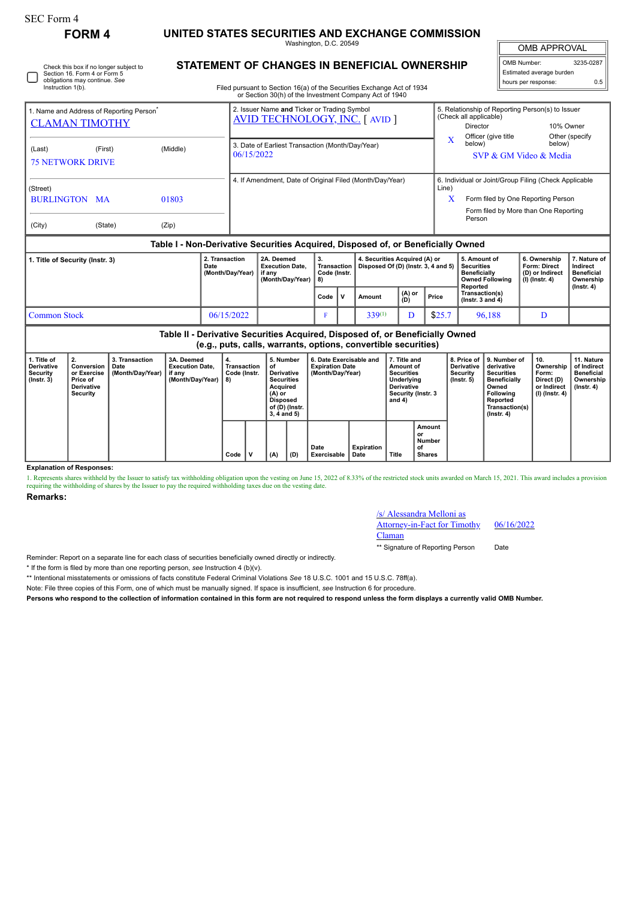SEC Form 4

# FORM 4

## UNITED STATES SECURITIES AND EXCHANGE COMMISSION

Washington, D.C. 20549

## STATEMENT OF CHANGES IN BENEFICIAL OWNERSHIP

Filed pursuant to Section 16(a) of the Securities Exchange Act of 1934 or Section 30(h) of the Investment Company Act of 1940

Check this box if no longer subject to Section 16. Form 4 or Form 5 obligations may continue. *See* Instruction 1(b).

| OMB APPROVAL | |
|---|---|
| OMB Number: | 3235-0287 |
| Estimated average burden | |
| hours per response: | 0.5 |

1. Name and Address of Reporting Person*
CLAMAN TIMOTHY
(Last) (First) (Middle)
75 NETWORK DRIVE
(Street)
BURLINGTON MA 01803
(City) (State) (Zip)

2. Issuer Name **and** Ticker or Trading Symbol
AVID TECHNOLOGY, INC. [ AVID ]

3. Date of Earliest Transaction (Month/Day/Year)
06/15/2022

4. If Amendment, Date of Original Filed (Month/Day/Year)

5. Relationship of Reporting Person(s) to Issuer (Check all applicable)
Director
10% Owner
X Officer (give title below)
Other (specify below)
SVP & GM Video & Media

6. Individual or Joint/Group Filing (Check Applicable Line)
X Form filed by One Reporting Person
Form filed by More than One Reporting Person

### Table I - Non-Derivative Securities Acquired, Disposed of, or Beneficially Owned

| 1. Title of Security (Instr. 3) | 2. Transaction Date (Month/Day/Year) | 2A. Deemed Execution Date, if any (Month/Day/Year) | 3. Transaction Code (Instr. 8) | | 4. Securities Acquired (A) or Disposed Of (D) (Instr. 3, 4 and 5) | | | 5. Amount of Securities Beneficially Owned Following Reported Transaction(s) (Instr. 3 and 4) | 6. Ownership Form: Direct (D) or Indirect (I) (Instr. 4) | 7. Nature of Indirect Beneficial Ownership (Instr. 4) |
|---|---|---|---|---|---|---|---|---|---|---|
| | | | Code | V | Amount | (A) or (D) | Price | | | |
| Common Stock | 06/15/2022 | | F | | 339[(1)] | D | $25.7 | 96,188 | D | |

### Table II - Derivative Securities Acquired, Disposed of, or Beneficially Owned (e.g., puts, calls, warrants, options, convertible securities)

| 1. Title of Derivative Security (Instr. 3) | 2. Conversion or Exercise Price of Derivative Security | 3. Transaction Date (Month/Day/Year) | 3A. Deemed Execution Date, if any (Month/Day/Year) | 4. Transaction Code (Instr. 8) | | 5. Number of Derivative Securities Acquired (A) or Disposed of (D) (Instr. 3, 4 and 5) | | 6. Date Exercisable and Expiration Date (Month/Day/Year) | | 7. Title and Amount of Securities Underlying Derivative Security (Instr. 3 and 4) | | 8. Price of Derivative Security (Instr. 5) | 9. Number of derivative Securities Beneficially Owned Following Reported Transaction(s) (Instr. 4) | 10. Ownership Form: Direct (D) or Indirect (I) (Instr. 4) | 11. Nature of Indirect Beneficial Ownership (Instr. 4) |
|---|---|---|---|---|---|---|---|---|---|---|---|---|---|---|---|
| | | | | Code | V | (A) | (D) | Date Exercisable | Expiration Date | Title | Amount or Number of Shares | | | | |

**Explanation of Responses:**

1. Represents shares withheld by the Issuer to satisfy tax withholding obligation upon the vesting on June 15, 2022 of 8.33% of the restricted stock units awarded on March 15, 2021. This award includes a provision requiring the withholding of shares by the Issuer to pay the required withholding taxes due on the vesting date.

**Remarks:**

/s/ Alessandra Melloni as Attorney-in-Fact for Timothy Claman — 06/16/2022

** Signature of Reporting Person — Date

Reminder: Report on a separate line for each class of securities beneficially owned directly or indirectly.

* If the form is filed by more than one reporting person, *see* Instruction 4 (b)(v).

** Intentional misstatements or omissions of facts constitute Federal Criminal Violations *See* 18 U.S.C. 1001 and 15 U.S.C. 78ff(a).

Note: File three copies of this Form, one of which must be manually signed. If space is insufficient, *see* Instruction 6 for procedure.

**Persons who respond to the collection of information contained in this form are not required to respond unless the form displays a currently valid OMB Number.**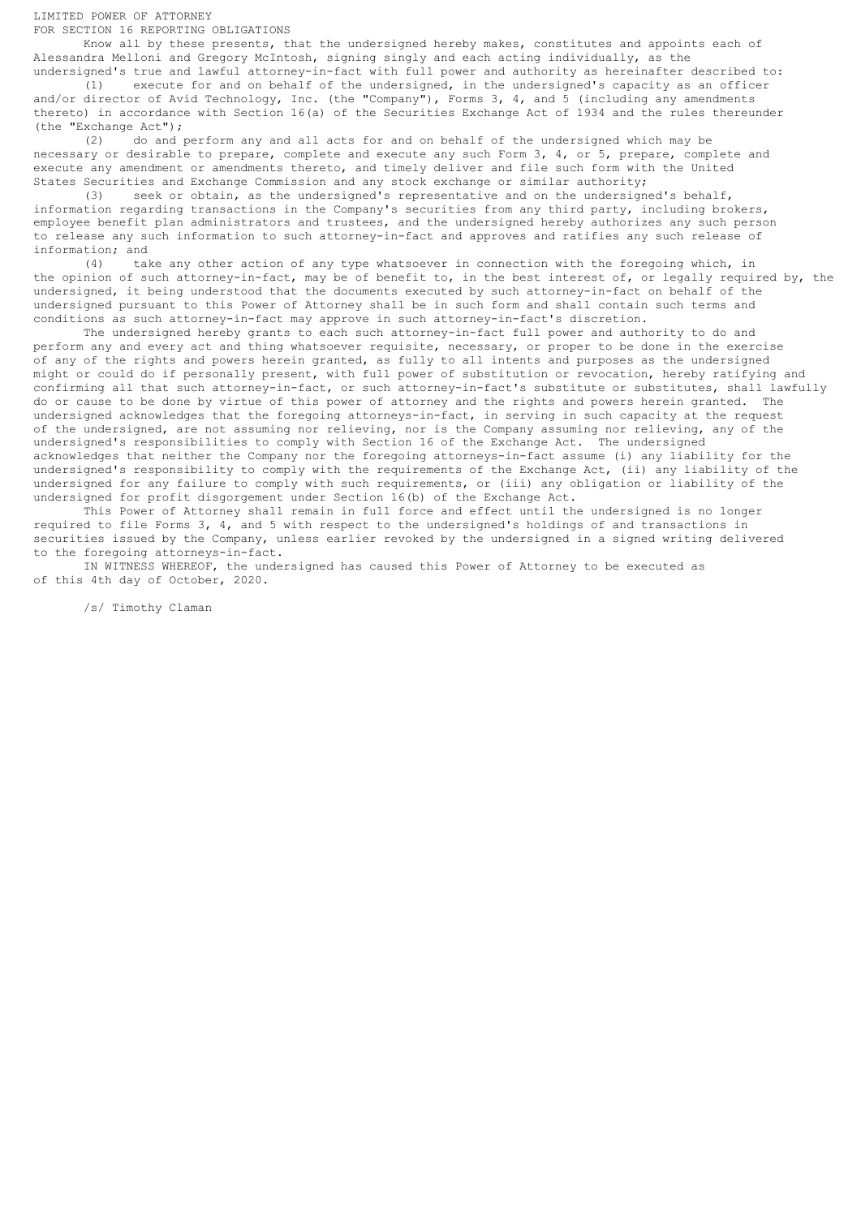LIMITED POWER OF ATTORNEY
FOR SECTION 16 REPORTING OBLIGATIONS

Know all by these presents, that the undersigned hereby makes, constitutes and appoints each of Alessandra Melloni and Gregory McIntosh, signing singly and each acting individually, as the undersigned's true and lawful attorney-in-fact with full power and authority as hereinafter described to:

(1) execute for and on behalf of the undersigned, in the undersigned's capacity as an officer and/or director of Avid Technology, Inc. (the "Company"), Forms 3, 4, and 5 (including any amendments thereto) in accordance with Section 16(a) of the Securities Exchange Act of 1934 and the rules thereunder (the "Exchange Act");

(2) do and perform any and all acts for and on behalf of the undersigned which may be necessary or desirable to prepare, complete and execute any such Form 3, 4, or 5, prepare, complete and execute any amendment or amendments thereto, and timely deliver and file such form with the United States Securities and Exchange Commission and any stock exchange or similar authority;

(3) seek or obtain, as the undersigned's representative and on the undersigned's behalf, information regarding transactions in the Company's securities from any third party, including brokers, employee benefit plan administrators and trustees, and the undersigned hereby authorizes any such person to release any such information to such attorney-in-fact and approves and ratifies any such release of information; and

(4) take any other action of any type whatsoever in connection with the foregoing which, in the opinion of such attorney-in-fact, may be of benefit to, in the best interest of, or legally required by, the undersigned, it being understood that the documents executed by such attorney-in-fact on behalf of the undersigned pursuant to this Power of Attorney shall be in such form and shall contain such terms and conditions as such attorney-in-fact may approve in such attorney-in-fact's discretion.

The undersigned hereby grants to each such attorney-in-fact full power and authority to do and perform any and every act and thing whatsoever requisite, necessary, or proper to be done in the exercise of any of the rights and powers herein granted, as fully to all intents and purposes as the undersigned might or could do if personally present, with full power of substitution or revocation, hereby ratifying and confirming all that such attorney-in-fact, or such attorney-in-fact's substitute or substitutes, shall lawfully do or cause to be done by virtue of this power of attorney and the rights and powers herein granted. The undersigned acknowledges that the foregoing attorneys-in-fact, in serving in such capacity at the request of the undersigned, are not assuming nor relieving, nor is the Company assuming nor relieving, any of the undersigned's responsibilities to comply with Section 16 of the Exchange Act. The undersigned acknowledges that neither the Company nor the foregoing attorneys-in-fact assume (i) any liability for the undersigned's responsibility to comply with the requirements of the Exchange Act, (ii) any liability of the undersigned for any failure to comply with such requirements, or (iii) any obligation or liability of the undersigned for profit disgorgement under Section 16(b) of the Exchange Act.

This Power of Attorney shall remain in full force and effect until the undersigned is no longer required to file Forms 3, 4, and 5 with respect to the undersigned's holdings of and transactions in securities issued by the Company, unless earlier revoked by the undersigned in a signed writing delivered to the foregoing attorneys-in-fact.

IN WITNESS WHEREOF, the undersigned has caused this Power of Attorney to be executed as of this 4th day of October, 2020.

/s/ Timothy Claman